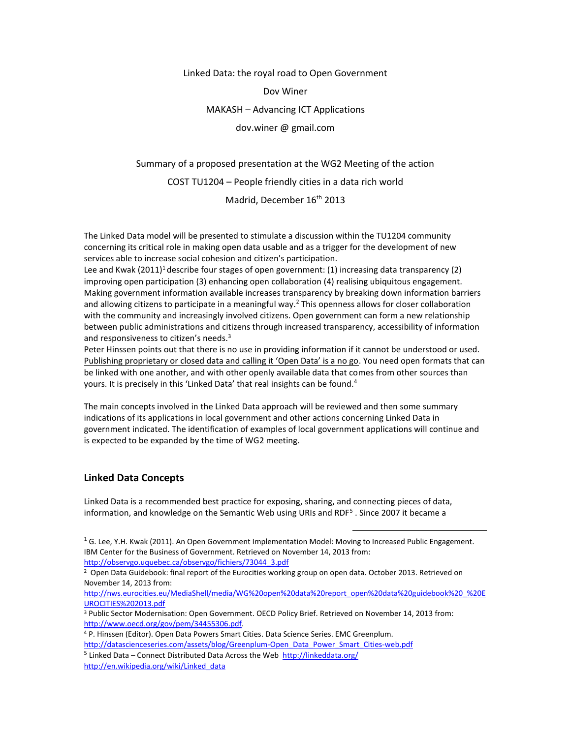Linked Data: the royal road to Open Government

Dov Winer

MAKASH – Advancing ICT Applications

dov.winer @ gmail.com

Summary of a proposed presentation at the WG2 Meeting of the action

COST TU1204 – People friendly cities in a data rich world

Madrid, December 16th 2013

The Linked Data model will be presented to stimulate a discussion within the TU1204 community concerning its critical role in making open data usable and as a trigger for the development of new services able to increase social cohesion and citizen's participation.
Lee and Kwak (2011)[1] describe four stages of open government: (1) increasing data transparency (2) improving open participation (3) enhancing open collaboration (4) realising ubiquitous engagement. Making government information available increases transparency by breaking down information barriers and allowing citizens to participate in a meaningful way.[2] This openness allows for closer collaboration with the community and increasingly involved citizens. Open government can form a new relationship between public administrations and citizens through increased transparency, accessibility of information and responsiveness to citizen's needs.[3]
Peter Hinssen points out that there is no use in providing information if it cannot be understood or used. Publishing proprietary or closed data and calling it 'Open Data' is a no go. You need open formats that can be linked with one another, and with other openly available data that comes from other sources than yours. It is precisely in this 'Linked Data' that real insights can be found.[4]

The main concepts involved in the Linked Data approach will be reviewed and then some summary indications of its applications in local government and other actions concerning Linked Data in government indicated. The identification of examples of local government applications will continue and is expected to be expanded by the time of WG2 meeting.

## Linked Data Concepts

Linked Data is a recommended best practice for exposing, sharing, and connecting pieces of data, information, and knowledge on the Semantic Web using URIs and RDF[5] . Since 2007 it became a

---

[1] G. Lee, Y.H. Kwak (2011). An Open Government Implementation Model: Moving to Increased Public Engagement. IBM Center for the Business of Government. Retrieved on November 14, 2013 from: http://observgo.uquebec.ca/observgo/fichiers/73044_3.pdf

[2] Open Data Guidebook: final report of the Eurocities working group on open data. October 2013. Retrieved on November 14, 2013 from: http://nws.eurocities.eu/MediaShell/media/WG%20open%20data%20report_open%20data%20guidebook%20_%20EUROCITIES%202013.pdf

[3] Public Sector Modernisation: Open Government. OECD Policy Brief. Retrieved on November 14, 2013 from: http://www.oecd.org/gov/pem/34455306.pdf.

[4] P. Hinssen (Editor). Open Data Powers Smart Cities. Data Science Series. EMC Greenplum. http://datascienceseries.com/assets/blog/Greenplum-Open_Data_Power_Smart_Cities-web.pdf

[5] Linked Data – Connect Distributed Data Across the Web http://linkeddata.org/ http://en.wikipedia.org/wiki/Linked_data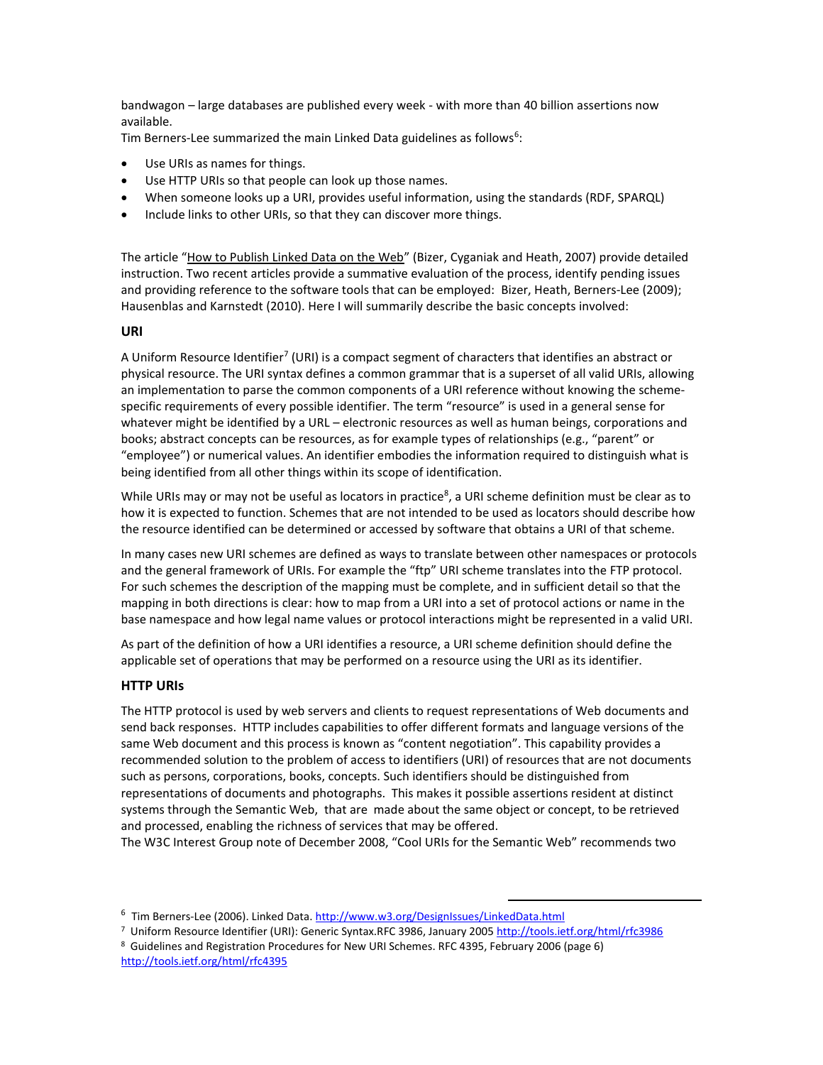bandwagon – large databases are published every week - with more than 40 billion assertions now available.
Tim Berners-Lee summarized the main Linked Data guidelines as follows[6]:

- Use URIs as names for things.
- Use HTTP URIs so that people can look up those names.
- When someone looks up a URI, provides useful information, using the standards (RDF, SPARQL)
- Include links to other URIs, so that they can discover more things.

The article "How to Publish Linked Data on the Web" (Bizer, Cyganiak and Heath, 2007) provide detailed instruction. Two recent articles provide a summative evaluation of the process, identify pending issues and providing reference to the software tools that can be employed: Bizer, Heath, Berners-Lee (2009); Hausenblas and Karnstedt (2010). Here I will summarily describe the basic concepts involved:

### URI

A Uniform Resource Identifier[7] (URI) is a compact segment of characters that identifies an abstract or physical resource. The URI syntax defines a common grammar that is a superset of all valid URIs, allowing an implementation to parse the common components of a URI reference without knowing the scheme-specific requirements of every possible identifier. The term "resource" is used in a general sense for whatever might be identified by a URL – electronic resources as well as human beings, corporations and books; abstract concepts can be resources, as for example types of relationships (e.g., "parent" or "employee") or numerical values. An identifier embodies the information required to distinguish what is being identified from all other things within its scope of identification.

While URIs may or may not be useful as locators in practice[8], a URI scheme definition must be clear as to how it is expected to function. Schemes that are not intended to be used as locators should describe how the resource identified can be determined or accessed by software that obtains a URI of that scheme.

In many cases new URI schemes are defined as ways to translate between other namespaces or protocols and the general framework of URIs. For example the "ftp" URI scheme translates into the FTP protocol. For such schemes the description of the mapping must be complete, and in sufficient detail so that the mapping in both directions is clear: how to map from a URI into a set of protocol actions or name in the base namespace and how legal name values or protocol interactions might be represented in a valid URI.

As part of the definition of how a URI identifies a resource, a URI scheme definition should define the applicable set of operations that may be performed on a resource using the URI as its identifier.

### HTTP URIs

The HTTP protocol is used by web servers and clients to request representations of Web documents and send back responses. HTTP includes capabilities to offer different formats and language versions of the same Web document and this process is known as "content negotiation". This capability provides a recommended solution to the problem of access to identifiers (URI) of resources that are not documents such as persons, corporations, books, concepts. Such identifiers should be distinguished from representations of documents and photographs. This makes it possible assertions resident at distinct systems through the Semantic Web, that are made about the same object or concept, to be retrieved and processed, enabling the richness of services that may be offered.
The W3C Interest Group note of December 2008, "Cool URIs for the Semantic Web" recommends two

---

[6] Tim Berners-Lee (2006). Linked Data. http://www.w3.org/DesignIssues/LinkedData.html

[7] Uniform Resource Identifier (URI): Generic Syntax.RFC 3986, January 2005 http://tools.ietf.org/html/rfc3986

[8] Guidelines and Registration Procedures for New URI Schemes. RFC 4395, February 2006 (page 6) http://tools.ietf.org/html/rfc4395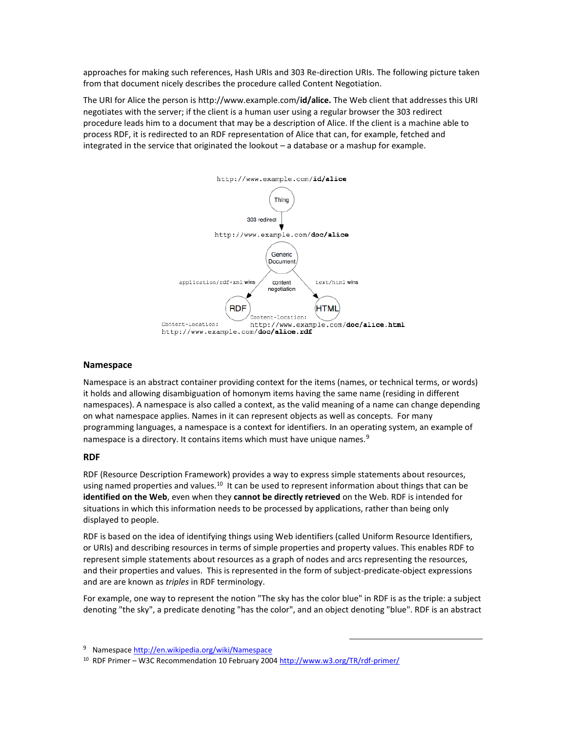approaches for making such references, Hash URIs and 303 Re-direction URIs. The following picture taken from that document nicely describes the procedure called Content Negotiation.

The URI for Alice the person is http://www.example.com/**id/alice.** The Web client that addresses this URI negotiates with the server; if the client is a human user using a regular browser the 303 redirect procedure leads him to a document that may be a description of Alice. If the client is a machine able to process RDF, it is redirected to an RDF representation of Alice that can, for example, fetched and integrated in the service that originated the lookout – a database or a mashup for example.

http://www.example.com/**id/alice**

Thing

303 redirect

http://www.example.com/**doc/alice**

Generic Document

application/rdf+xml wins

content negotiation

text/html wins

RDF

HTML

Content-Location: http://www.example.com/**doc/alice.rdf**

Content-Location: http://www.example.com/**doc/alice.html**

### Namespace

Namespace is an abstract container providing context for the items (names, or technical terms, or words) it holds and allowing disambiguation of homonym items having the same name (residing in different namespaces). A namespace is also called a context, as the valid meaning of a name can change depending on what namespace applies. Names in it can represent objects as well as concepts. For many programming languages, a namespace is a context for identifiers. In an operating system, an example of namespace is a directory. It contains items which must have unique names.[9]

### RDF

RDF (Resource Description Framework) provides a way to express simple statements about resources, using named properties and values.[10] It can be used to represent information about things that can be **identified on the Web**, even when they **cannot be directly retrieved** on the Web. RDF is intended for situations in which this information needs to be processed by applications, rather than being only displayed to people.

RDF is based on the idea of identifying things using Web identifiers (called Uniform Resource Identifiers, or URIs) and describing resources in terms of simple properties and property values. This enables RDF to represent simple statements about resources as a graph of nodes and arcs representing the resources, and their properties and values. This is represented in the form of subject-predicate-object expressions and are are known as *triples* in RDF terminology.

For example, one way to represent the notion "The sky has the color blue" in RDF is as the triple: a subject denoting "the sky", a predicate denoting "has the color", and an object denoting "blue". RDF is an abstract

[9] Namespace http://en.wikipedia.org/wiki/Namespace

[10] RDF Primer – W3C Recommendation 10 February 2004 http://www.w3.org/TR/rdf-primer/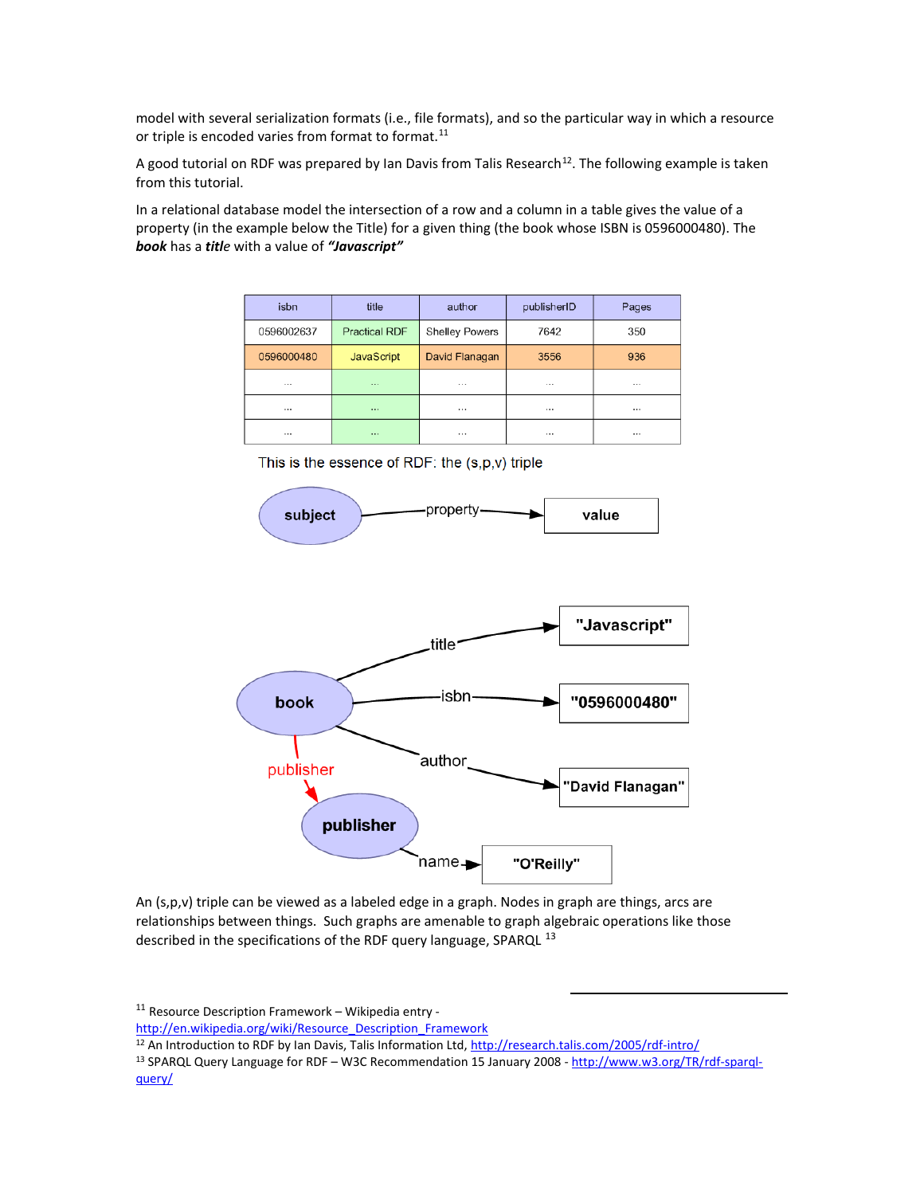model with several serialization formats (i.e., file formats), and so the particular way in which a resource or triple is encoded varies from format to format.[11]

A good tutorial on RDF was prepared by Ian Davis from Talis Research[12]. The following example is taken from this tutorial.

In a relational database model the intersection of a row and a column in a table gives the value of a property (in the example below the Title) for a given thing (the book whose ISBN is 0596000480). The ***book*** has a ***title*** with a value of ***"Javascript"***

| isbn | title | author | publisherID | Pages |
|---|---|---|---|---|
| 0596002637 | Practical RDF | Shelley Powers | 7642 | 350 |
| 0596000480 | JavaScript | David Flanagan | 3556 | 936 |
| ... | ... | ... | ... | ... |
| ... | ... | ... | ... | ... |
| ... | ... | ... | ... | ... |

This is the essence of RDF: the (s,p,v) triple

subject —property→ value

book —title→ "Javascript"
book —isbn→ "0596000480"
book —author→ "David Flanagan"
book —publisher→ publisher
publisher —name→ "O'Reilly"

An (s,p,v) triple can be viewed as a labeled edge in a graph. Nodes in graph are things, arcs are relationships between things. Such graphs are amenable to graph algebraic operations like those described in the specifications of the RDF query language, SPARQL [13]

---

[11] Resource Description Framework – Wikipedia entry - http://en.wikipedia.org/wiki/Resource_Description_Framework

[12] An Introduction to RDF by Ian Davis, Talis Information Ltd, http://research.talis.com/2005/rdf-intro/

[13] SPARQL Query Language for RDF – W3C Recommendation 15 January 2008 - http://www.w3.org/TR/rdf-sparql-query/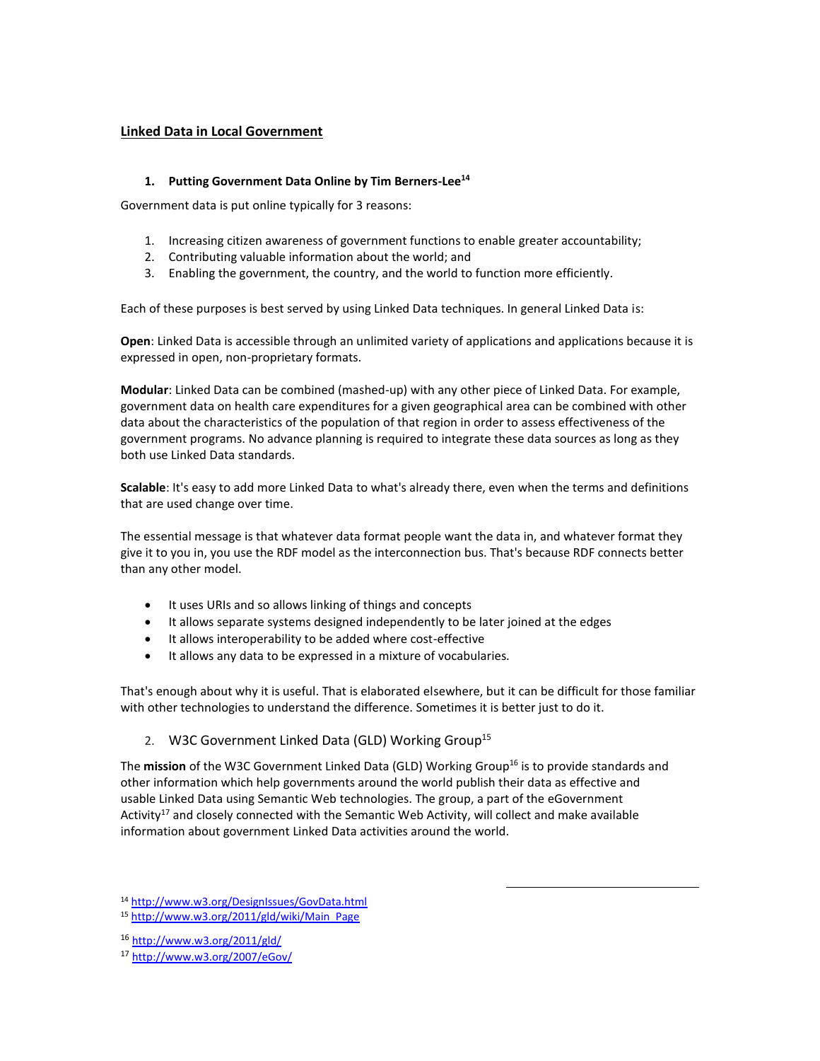# Linked Data in Local Government

## 1. Putting Government Data Online by Tim Berners-Lee[14]

Government data is put online typically for 3 reasons:

1. Increasing citizen awareness of government functions to enable greater accountability;
2. Contributing valuable information about the world; and
3. Enabling the government, the country, and the world to function more efficiently.

Each of these purposes is best served by using Linked Data techniques. In general Linked Data is:

**Open**: Linked Data is accessible through an unlimited variety of applications and applications because it is expressed in open, non-proprietary formats.

**Modular**: Linked Data can be combined (mashed-up) with any other piece of Linked Data. For example, government data on health care expenditures for a given geographical area can be combined with other data about the characteristics of the population of that region in order to assess effectiveness of the government programs. No advance planning is required to integrate these data sources as long as they both use Linked Data standards.

**Scalable**: It's easy to add more Linked Data to what's already there, even when the terms and definitions that are used change over time.

The essential message is that whatever data format people want the data in, and whatever format they give it to you in, you use the RDF model as the interconnection bus. That's because RDF connects better than any other model.

- It uses URIs and so allows linking of things and concepts
- It allows separate systems designed independently to be later joined at the edges
- It allows interoperability to be added where cost-effective
- It allows any data to be expressed in a mixture of vocabularies.

That's enough about why it is useful. That is elaborated elsewhere, but it can be difficult for those familiar with other technologies to understand the difference. Sometimes it is better just to do it.

## 2. W3C Government Linked Data (GLD) Working Group[15]

The **mission** of the W3C Government Linked Data (GLD) Working Group[16] is to provide standards and other information which help governments around the world publish their data as effective and usable Linked Data using Semantic Web technologies. The group, a part of the eGovernment Activity[17] and closely connected with the Semantic Web Activity, will collect and make available information about government Linked Data activities around the world.

---

[14] http://www.w3.org/DesignIssues/GovData.html

[15] http://www.w3.org/2011/gld/wiki/Main_Page

[16] http://www.w3.org/2011/gld/

[17] http://www.w3.org/2007/eGov/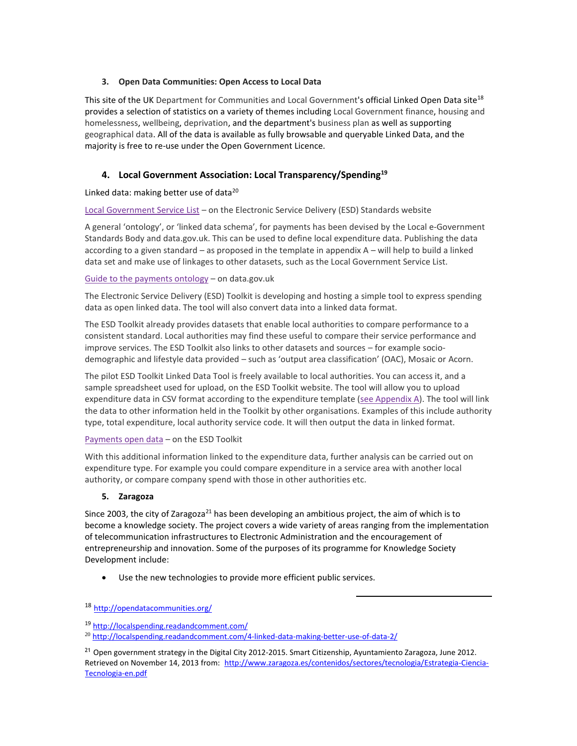### 3. Open Data Communities: Open Access to Local Data

This site of the UK Department for Communities and Local Government's official Linked Open Data site[18] provides a selection of statistics on a variety of themes including Local Government finance, housing and homelessness, wellbeing, deprivation, and the department's business plan as well as supporting geographical data. All of the data is available as fully browsable and queryable Linked Data, and the majority is free to re-use under the Open Government Licence.

### 4. Local Government Association: Local Transparency/Spending[19]

Linked data: making better use of data[20]

Local Government Service List – on the Electronic Service Delivery (ESD) Standards website

A general 'ontology', or 'linked data schema', for payments has been devised by the Local e-Government Standards Body and data.gov.uk. This can be used to define local expenditure data. Publishing the data according to a given standard – as proposed in the template in appendix A – will help to build a linked data set and make use of linkages to other datasets, such as the Local Government Service List.

Guide to the payments ontology – on data.gov.uk

The Electronic Service Delivery (ESD) Toolkit is developing and hosting a simple tool to express spending data as open linked data. The tool will also convert data into a linked data format.

The ESD Toolkit already provides datasets that enable local authorities to compare performance to a consistent standard. Local authorities may find these useful to compare their service performance and improve services. The ESD Toolkit also links to other datasets and sources – for example socio-demographic and lifestyle data provided – such as 'output area classification' (OAC), Mosaic or Acorn.

The pilot ESD Toolkit Linked Data Tool is freely available to local authorities. You can access it, and a sample spreadsheet used for upload, on the ESD Toolkit website. The tool will allow you to upload expenditure data in CSV format according to the expenditure template (see Appendix A). The tool will link the data to other information held in the Toolkit by other organisations. Examples of this include authority type, total expenditure, local authority service code. It will then output the data in linked format.

Payments open data – on the ESD Toolkit

With this additional information linked to the expenditure data, further analysis can be carried out on expenditure type. For example you could compare expenditure in a service area with another local authority, or compare company spend with those in other authorities etc.

### 5. Zaragoza

Since 2003, the city of Zaragoza[21] has been developing an ambitious project, the aim of which is to become a knowledge society. The project covers a wide variety of areas ranging from the implementation of telecommunication infrastructures to Electronic Administration and the encouragement of entrepreneurship and innovation. Some of the purposes of its programme for Knowledge Society Development include:

- Use the new technologies to provide more efficient public services.

---

[18] http://opendatacommunities.org/

[19] http://localspending.readandcomment.com/

[20] http://localspending.readandcomment.com/4-linked-data-making-better-use-of-data-2/

[21] Open government strategy in the Digital City 2012-2015. Smart Citizenship, Ayuntamiento Zaragoza, June 2012. Retrieved on November 14, 2013 from: http://www.zaragoza.es/contenidos/sectores/tecnologia/Estrategia-Ciencia-Tecnologia-en.pdf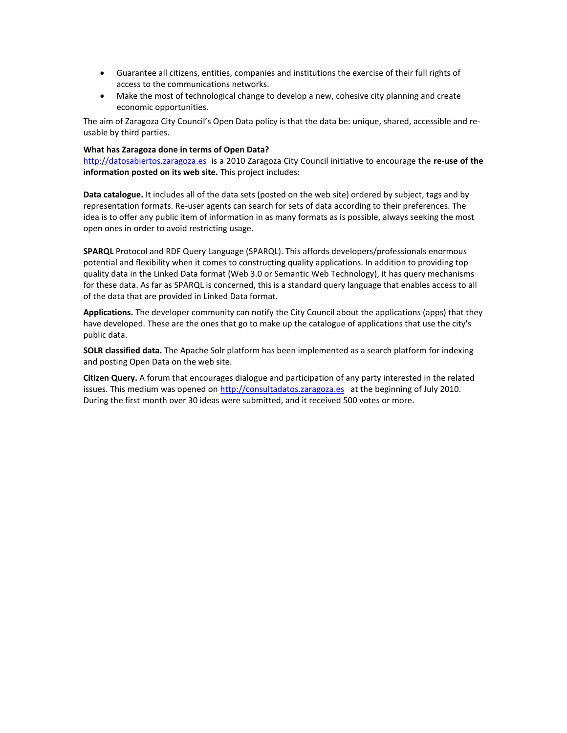- Guarantee all citizens, entities, companies and institutions the exercise of their full rights of access to the communications networks.
- Make the most of technological change to develop a new, cohesive city planning and create economic opportunities.

The aim of Zaragoza City Council's Open Data policy is that the data be: unique, shared, accessible and re-usable by third parties.

**What has Zaragoza done in terms of Open Data?**

http://datosabiertos.zaragoza.es is a 2010 Zaragoza City Council initiative to encourage the **re-use of the information posted on its web site.** This project includes:

**Data catalogue.** It includes all of the data sets (posted on the web site) ordered by subject, tags and by representation formats. Re-user agents can search for sets of data according to their preferences. The idea is to offer any public item of information in as many formats as is possible, always seeking the most open ones in order to avoid restricting usage.

**SPARQL** Protocol and RDF Query Language (SPARQL). This affords developers/professionals enormous potential and flexibility when it comes to constructing quality applications. In addition to providing top quality data in the Linked Data format (Web 3.0 or Semantic Web Technology), it has query mechanisms for these data. As far as SPARQL is concerned, this is a standard query language that enables access to all of the data that are provided in Linked Data format.

**Applications.** The developer community can notify the City Council about the applications (apps) that they have developed. These are the ones that go to make up the catalogue of applications that use the city's public data.

**SOLR classified data.** The Apache Solr platform has been implemented as a search platform for indexing and posting Open Data on the web site.

**Citizen Query.** A forum that encourages dialogue and participation of any party interested in the related issues. This medium was opened on http://consultadatos.zaragoza.es at the beginning of July 2010. During the first month over 30 ideas were submitted, and it received 500 votes or more.